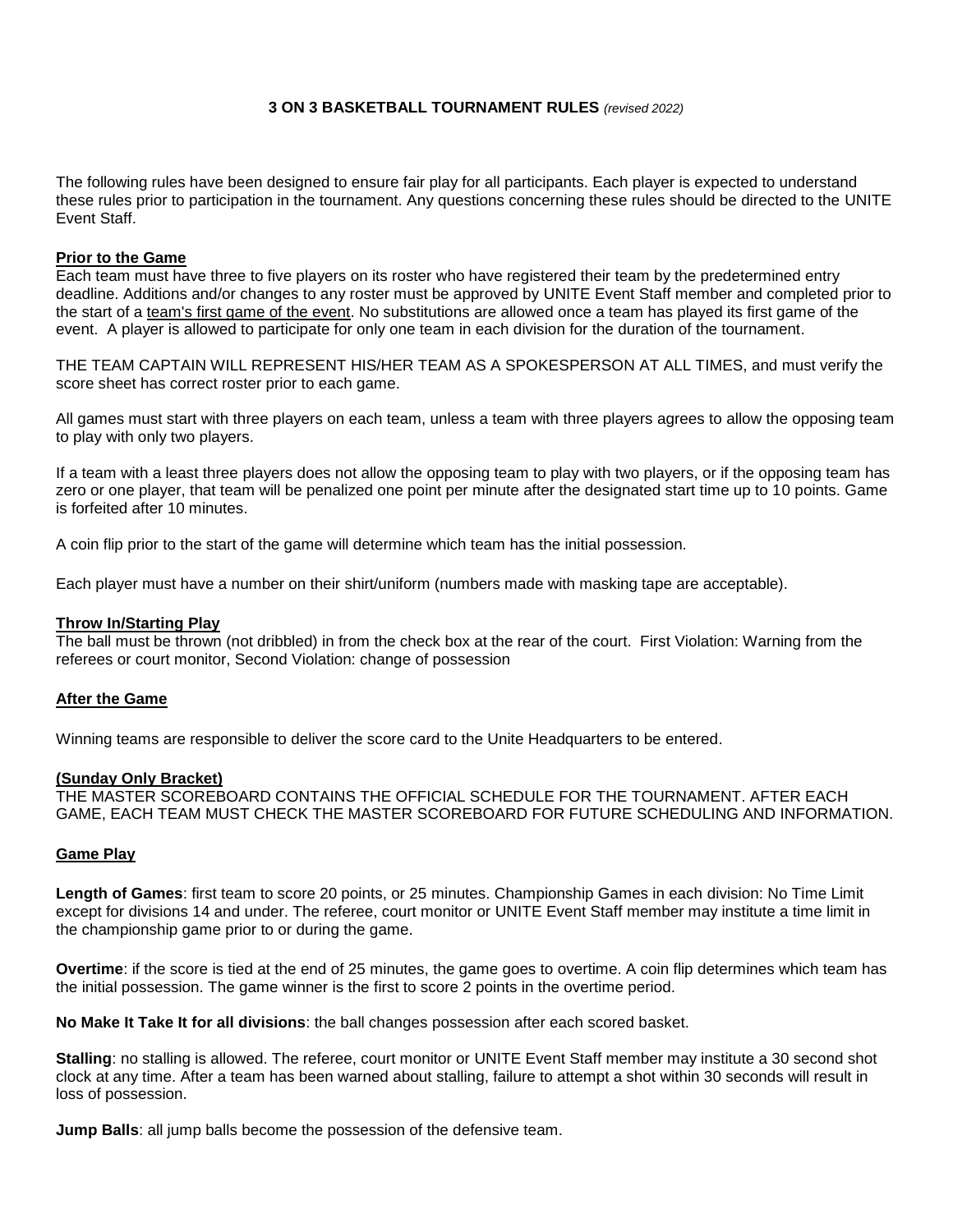# 3 ON 3 BASKETBALL TOURNAMENT RULES *(revised 2022)*

The following rules have been designed to ensure fair play for all participants. Each player is expected to understand these rules prior to participation in the tournament. Any questions concerning these rules should be directed to the UNITE Event Staff.

## Prior to the Game

Each team must have three to five players on its roster who have registered their team by the predetermined entry deadline. Additions and/or changes to any roster must be approved by UNITE Event Staff member and completed prior to the start of a <u>team's first game of the event</u>. No substitutions are allowed once a team has played its first game of the event. A player is allowed to participate for only one team in each division for the duration of the tournament.

THE TEAM CAPTAIN WILL REPRESENT HIS/HER TEAM AS A SPOKESPERSON AT ALL TIMES, and must verify the score sheet has correct roster prior to each game.

All games must start with three players on each team, unless a team with three players agrees to allow the opposing team to play with only two players.

If a team with a least three players does not allow the opposing team to play with two players, or if the opposing team has zero or one player, that team will be penalized one point per minute after the designated start time up to 10 points. Game is forfeited after 10 minutes.

A coin flip prior to the start of the game will determine which team has the initial possession.

Each player must have a number on their shirt/uniform (numbers made with masking tape are acceptable).

## Throw In/Starting Play

The ball must be thrown (not dribbled) in from the check box at the rear of the court. First Violation: Warning from the referees or court monitor, Second Violation: change of possession

## After the Game

Winning teams are responsible to deliver the score card to the Unite Headquarters to be entered.

## (Sunday Only Bracket)

THE MASTER SCOREBOARD CONTAINS THE OFFICIAL SCHEDULE FOR THE TOURNAMENT. AFTER EACH GAME, EACH TEAM MUST CHECK THE MASTER SCOREBOARD FOR FUTURE SCHEDULING AND INFORMATION.

## Game Play

**Length of Games**: first team to score 20 points, or 25 minutes. Championship Games in each division: No Time Limit except for divisions 14 and under. The referee, court monitor or UNITE Event Staff member may institute a time limit in the championship game prior to or during the game.

**Overtime**: if the score is tied at the end of 25 minutes, the game goes to overtime. A coin flip determines which team has the initial possession. The game winner is the first to score 2 points in the overtime period.

**No Make It Take It for all divisions**: the ball changes possession after each scored basket.

**Stalling**: no stalling is allowed. The referee, court monitor or UNITE Event Staff member may institute a 30 second shot clock at any time. After a team has been warned about stalling, failure to attempt a shot within 30 seconds will result in loss of possession.

**Jump Balls**: all jump balls become the possession of the defensive team.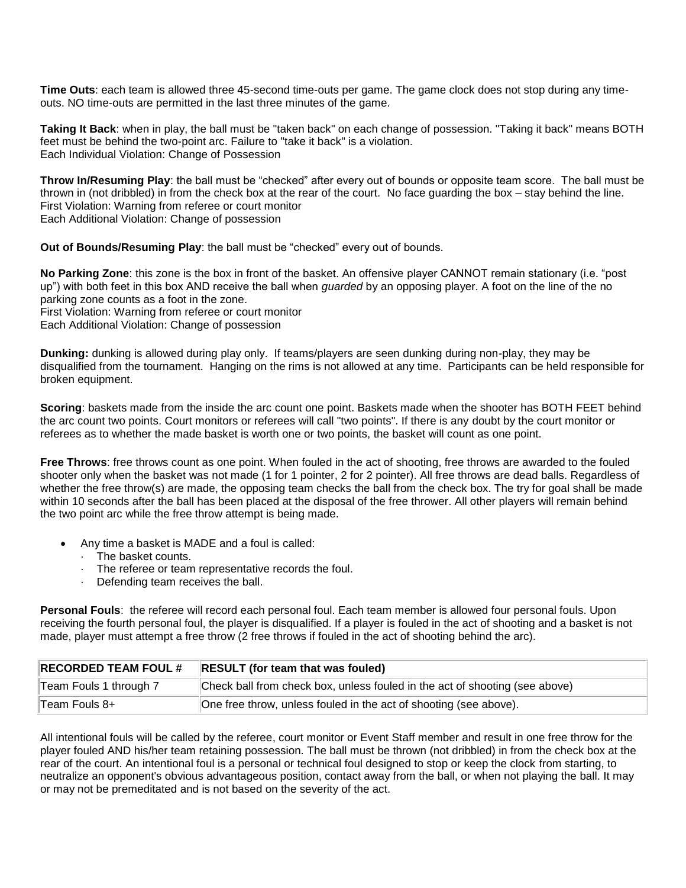**Time Outs**: each team is allowed three 45-second time-outs per game. The game clock does not stop during any time-outs. NO time-outs are permitted in the last three minutes of the game.

**Taking It Back**: when in play, the ball must be "taken back" on each change of possession. "Taking it back" means BOTH feet must be behind the two-point arc. Failure to "take it back" is a violation.
Each Individual Violation: Change of Possession

**Throw In/Resuming Play**: the ball must be "checked" after every out of bounds or opposite team score. The ball must be thrown in (not dribbled) in from the check box at the rear of the court. No face guarding the box – stay behind the line.
First Violation: Warning from referee or court monitor
Each Additional Violation: Change of possession

**Out of Bounds/Resuming Play**: the ball must be "checked" every out of bounds.

**No Parking Zone**: this zone is the box in front of the basket. An offensive player CANNOT remain stationary (i.e. "post up") with both feet in this box AND receive the ball when *guarded* by an opposing player. A foot on the line of the no parking zone counts as a foot in the zone.
First Violation: Warning from referee or court monitor
Each Additional Violation: Change of possession

**Dunking:** dunking is allowed during play only. If teams/players are seen dunking during non-play, they may be disqualified from the tournament. Hanging on the rims is not allowed at any time. Participants can be held responsible for broken equipment.

**Scoring**: baskets made from the inside the arc count one point. Baskets made when the shooter has BOTH FEET behind the arc count two points. Court monitors or referees will call "two points". If there is any doubt by the court monitor or referees as to whether the made basket is worth one or two points, the basket will count as one point.

**Free Throws**: free throws count as one point. When fouled in the act of shooting, free throws are awarded to the fouled shooter only when the basket was not made (1 for 1 pointer, 2 for 2 pointer). All free throws are dead balls. Regardless of whether the free throw(s) are made, the opposing team checks the ball from the check box. The try for goal shall be made within 10 seconds after the ball has been placed at the disposal of the free thrower. All other players will remain behind the two point arc while the free throw attempt is being made.

- Any time a basket is MADE and a foul is called:
  - The basket counts.
  - The referee or team representative records the foul.
  - Defending team receives the ball.

**Personal Fouls**: the referee will record each personal foul. Each team member is allowed four personal fouls. Upon receiving the fourth personal foul, the player is disqualified. If a player is fouled in the act of shooting and a basket is not made, player must attempt a free throw (2 free throws if fouled in the act of shooting behind the arc).

| RECORDED TEAM FOUL # | RESULT (for team that was fouled) |
|---|---|
| Team Fouls 1 through 7 | Check ball from check box, unless fouled in the act of shooting (see above) |
| Team Fouls 8+ | One free throw, unless fouled in the act of shooting (see above). |

All intentional fouls will be called by the referee, court monitor or Event Staff member and result in one free throw for the player fouled AND his/her team retaining possession. The ball must be thrown (not dribbled) in from the check box at the rear of the court. An intentional foul is a personal or technical foul designed to stop or keep the clock from starting, to neutralize an opponent's obvious advantageous position, contact away from the ball, or when not playing the ball. It may or may not be premeditated and is not based on the severity of the act.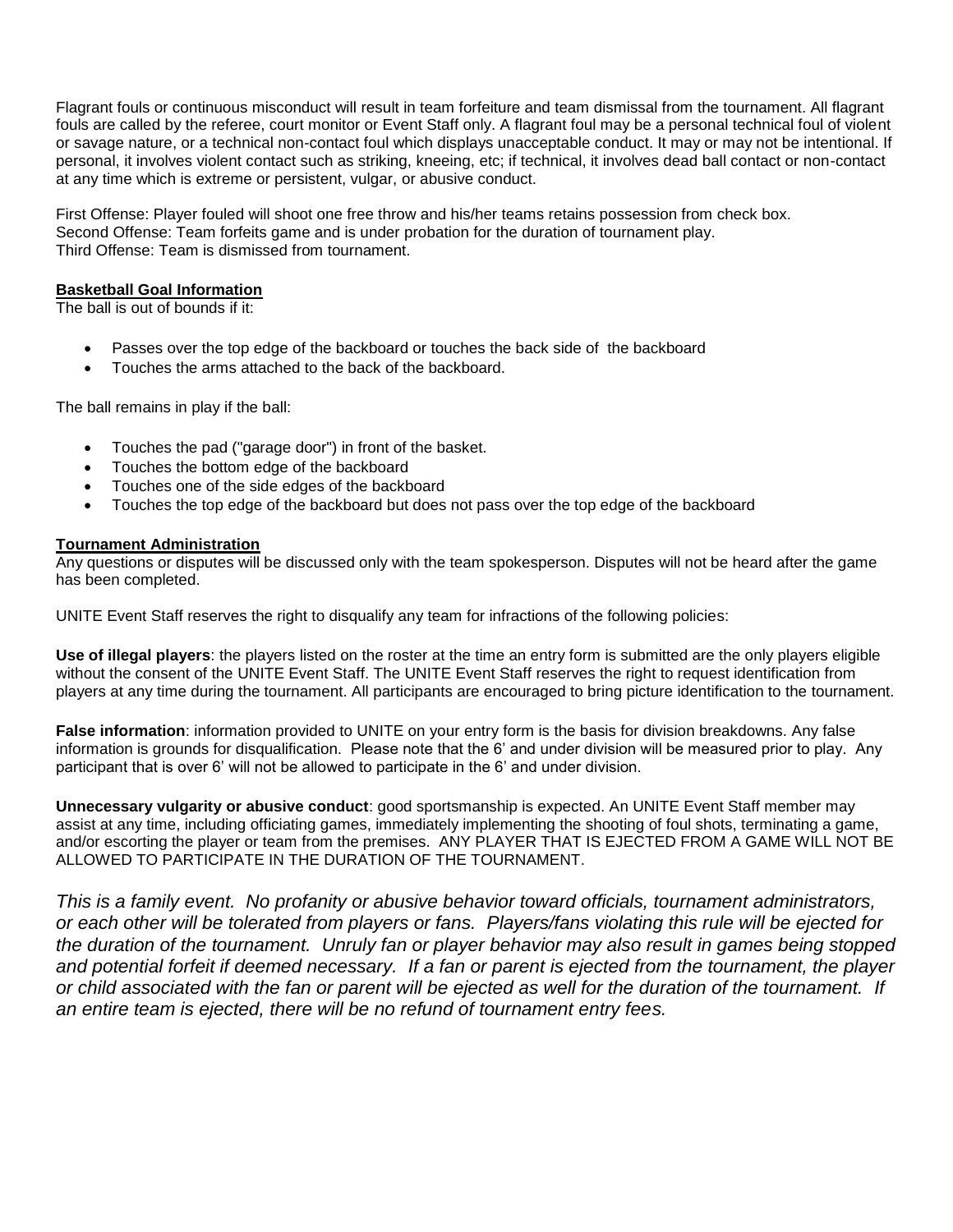Flagrant fouls or continuous misconduct will result in team forfeiture and team dismissal from the tournament. All flagrant fouls are called by the referee, court monitor or Event Staff only. A flagrant foul may be a personal technical foul of violent or savage nature, or a technical non-contact foul which displays unacceptable conduct. It may or may not be intentional. If personal, it involves violent contact such as striking, kneeing, etc; if technical, it involves dead ball contact or non-contact at any time which is extreme or persistent, vulgar, or abusive conduct.

First Offense: Player fouled will shoot one free throw and his/her teams retains possession from check box.
Second Offense: Team forfeits game and is under probation for the duration of tournament play.
Third Offense: Team is dismissed from tournament.

**Basketball Goal Information**

The ball is out of bounds if it:

- Passes over the top edge of the backboard or touches the back side of the backboard
- Touches the arms attached to the back of the backboard.

The ball remains in play if the ball:

- Touches the pad ("garage door") in front of the basket.
- Touches the bottom edge of the backboard
- Touches one of the side edges of the backboard
- Touches the top edge of the backboard but does not pass over the top edge of the backboard

**Tournament Administration**

Any questions or disputes will be discussed only with the team spokesperson. Disputes will not be heard after the game has been completed.

UNITE Event Staff reserves the right to disqualify any team for infractions of the following policies:

**Use of illegal players**: the players listed on the roster at the time an entry form is submitted are the only players eligible without the consent of the UNITE Event Staff. The UNITE Event Staff reserves the right to request identification from players at any time during the tournament. All participants are encouraged to bring picture identification to the tournament.

**False information**: information provided to UNITE on your entry form is the basis for division breakdowns. Any false information is grounds for disqualification. Please note that the 6' and under division will be measured prior to play. Any participant that is over 6' will not be allowed to participate in the 6' and under division.

**Unnecessary vulgarity or abusive conduct**: good sportsmanship is expected. An UNITE Event Staff member may assist at any time, including officiating games, immediately implementing the shooting of foul shots, terminating a game, and/or escorting the player or team from the premises. ANY PLAYER THAT IS EJECTED FROM A GAME WILL NOT BE ALLOWED TO PARTICIPATE IN THE DURATION OF THE TOURNAMENT.

*This is a family event. No profanity or abusive behavior toward officials, tournament administrators, or each other will be tolerated from players or fans. Players/fans violating this rule will be ejected for the duration of the tournament. Unruly fan or player behavior may also result in games being stopped and potential forfeit if deemed necessary. If a fan or parent is ejected from the tournament, the player or child associated with the fan or parent will be ejected as well for the duration of the tournament. If an entire team is ejected, there will be no refund of tournament entry fees.*